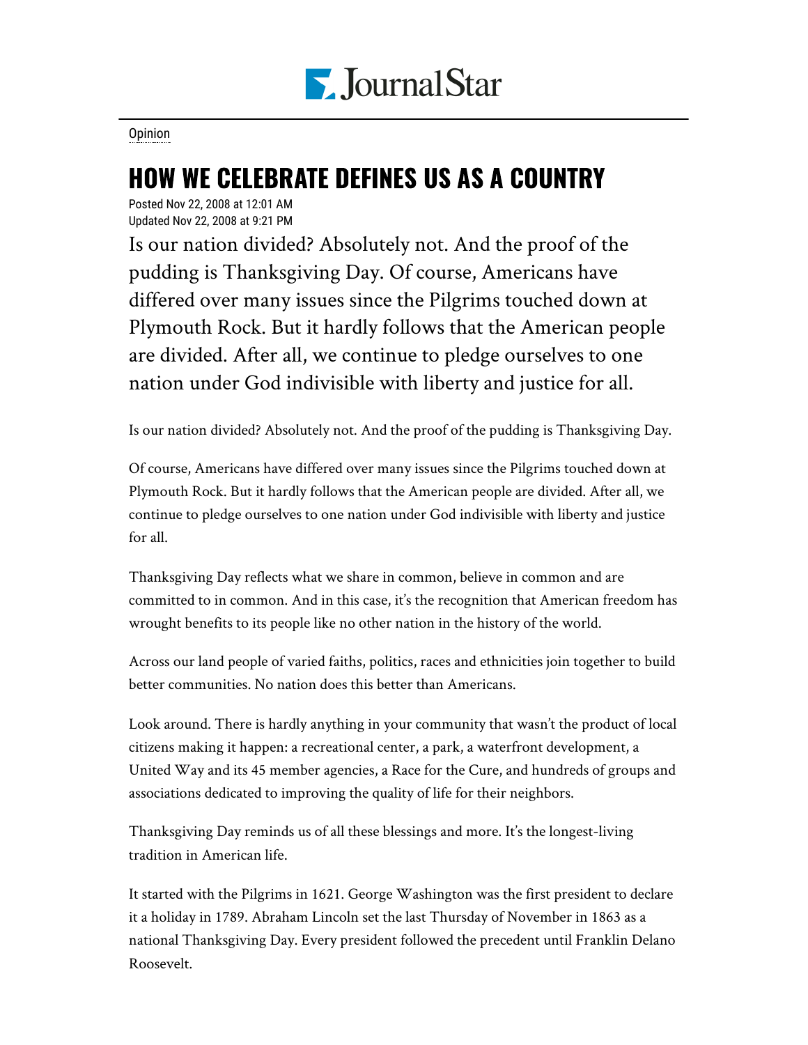Journal Star

Opinion

# HOW WE CELEBRATE DEFINES US AS A COUNTRY

Posted Nov 22, 2008 at 12:01 AM
Updated Nov 22, 2008 at 9:21 PM

Is our nation divided? Absolutely not. And the proof of the pudding is Thanksgiving Day. Of course, Americans have differed over many issues since the Pilgrims touched down at Plymouth Rock. But it hardly follows that the American people are divided. After all, we continue to pledge ourselves to one nation under God indivisible with liberty and justice for all.

Is our nation divided? Absolutely not. And the proof of the pudding is Thanksgiving Day.

Of course, Americans have differed over many issues since the Pilgrims touched down at Plymouth Rock. But it hardly follows that the American people are divided. After all, we continue to pledge ourselves to one nation under God indivisible with liberty and justice for all.

Thanksgiving Day reflects what we share in common, believe in common and are committed to in common. And in this case, it's the recognition that American freedom has wrought benefits to its people like no other nation in the history of the world.

Across our land people of varied faiths, politics, races and ethnicities join together to build better communities. No nation does this better than Americans.

Look around. There is hardly anything in your community that wasn't the product of local citizens making it happen: a recreational center, a park, a waterfront development, a United Way and its 45 member agencies, a Race for the Cure, and hundreds of groups and associations dedicated to improving the quality of life for their neighbors.

Thanksgiving Day reminds us of all these blessings and more. It's the longest-living tradition in American life.

It started with the Pilgrims in 1621. George Washington was the first president to declare it a holiday in 1789. Abraham Lincoln set the last Thursday of November in 1863 as a national Thanksgiving Day. Every president followed the precedent until Franklin Delano Roosevelt.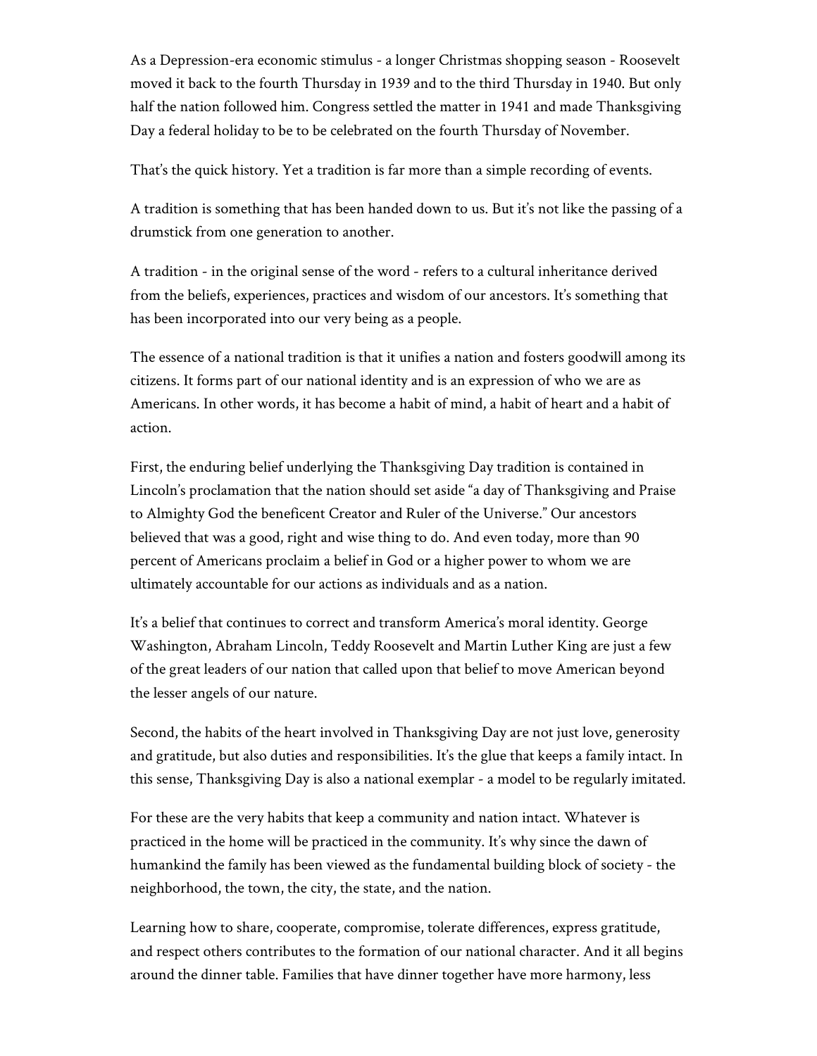As a Depression-era economic stimulus - a longer Christmas shopping season - Roosevelt moved it back to the fourth Thursday in 1939 and to the third Thursday in 1940. But only half the nation followed him. Congress settled the matter in 1941 and made Thanksgiving Day a federal holiday to be to be celebrated on the fourth Thursday of November.

That's the quick history. Yet a tradition is far more than a simple recording of events.

A tradition is something that has been handed down to us. But it's not like the passing of a drumstick from one generation to another.

A tradition - in the original sense of the word - refers to a cultural inheritance derived from the beliefs, experiences, practices and wisdom of our ancestors. It's something that has been incorporated into our very being as a people.

The essence of a national tradition is that it unifies a nation and fosters goodwill among its citizens. It forms part of our national identity and is an expression of who we are as Americans. In other words, it has become a habit of mind, a habit of heart and a habit of action.

First, the enduring belief underlying the Thanksgiving Day tradition is contained in Lincoln's proclamation that the nation should set aside "a day of Thanksgiving and Praise to Almighty God the beneficent Creator and Ruler of the Universe." Our ancestors believed that was a good, right and wise thing to do. And even today, more than 90 percent of Americans proclaim a belief in God or a higher power to whom we are ultimately accountable for our actions as individuals and as a nation.

It's a belief that continues to correct and transform America's moral identity. George Washington, Abraham Lincoln, Teddy Roosevelt and Martin Luther King are just a few of the great leaders of our nation that called upon that belief to move American beyond the lesser angels of our nature.

Second, the habits of the heart involved in Thanksgiving Day are not just love, generosity and gratitude, but also duties and responsibilities. It's the glue that keeps a family intact. In this sense, Thanksgiving Day is also a national exemplar - a model to be regularly imitated.

For these are the very habits that keep a community and nation intact. Whatever is practiced in the home will be practiced in the community. It's why since the dawn of humankind the family has been viewed as the fundamental building block of society - the neighborhood, the town, the city, the state, and the nation.

Learning how to share, cooperate, compromise, tolerate differences, express gratitude, and respect others contributes to the formation of our national character. And it all begins around the dinner table. Families that have dinner together have more harmony, less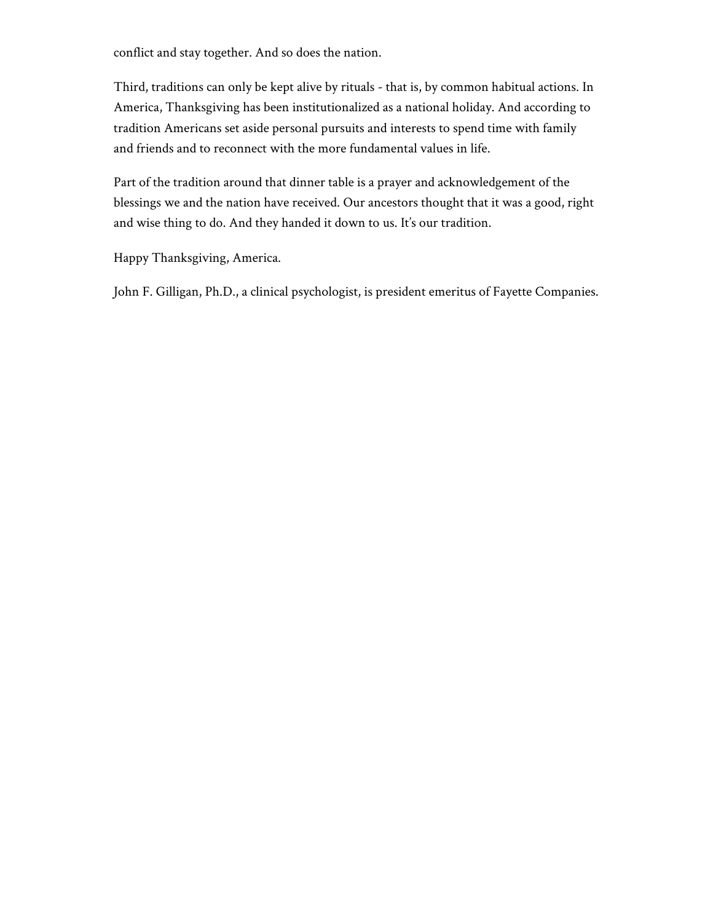conflict and stay together. And so does the nation.

Third, traditions can only be kept alive by rituals - that is, by common habitual actions. In America, Thanksgiving has been institutionalized as a national holiday. And according to tradition Americans set aside personal pursuits and interests to spend time with family and friends and to reconnect with the more fundamental values in life.

Part of the tradition around that dinner table is a prayer and acknowledgement of the blessings we and the nation have received. Our ancestors thought that it was a good, right and wise thing to do. And they handed it down to us. It's our tradition.

Happy Thanksgiving, America.

John F. Gilligan, Ph.D., a clinical psychologist, is president emeritus of Fayette Companies.